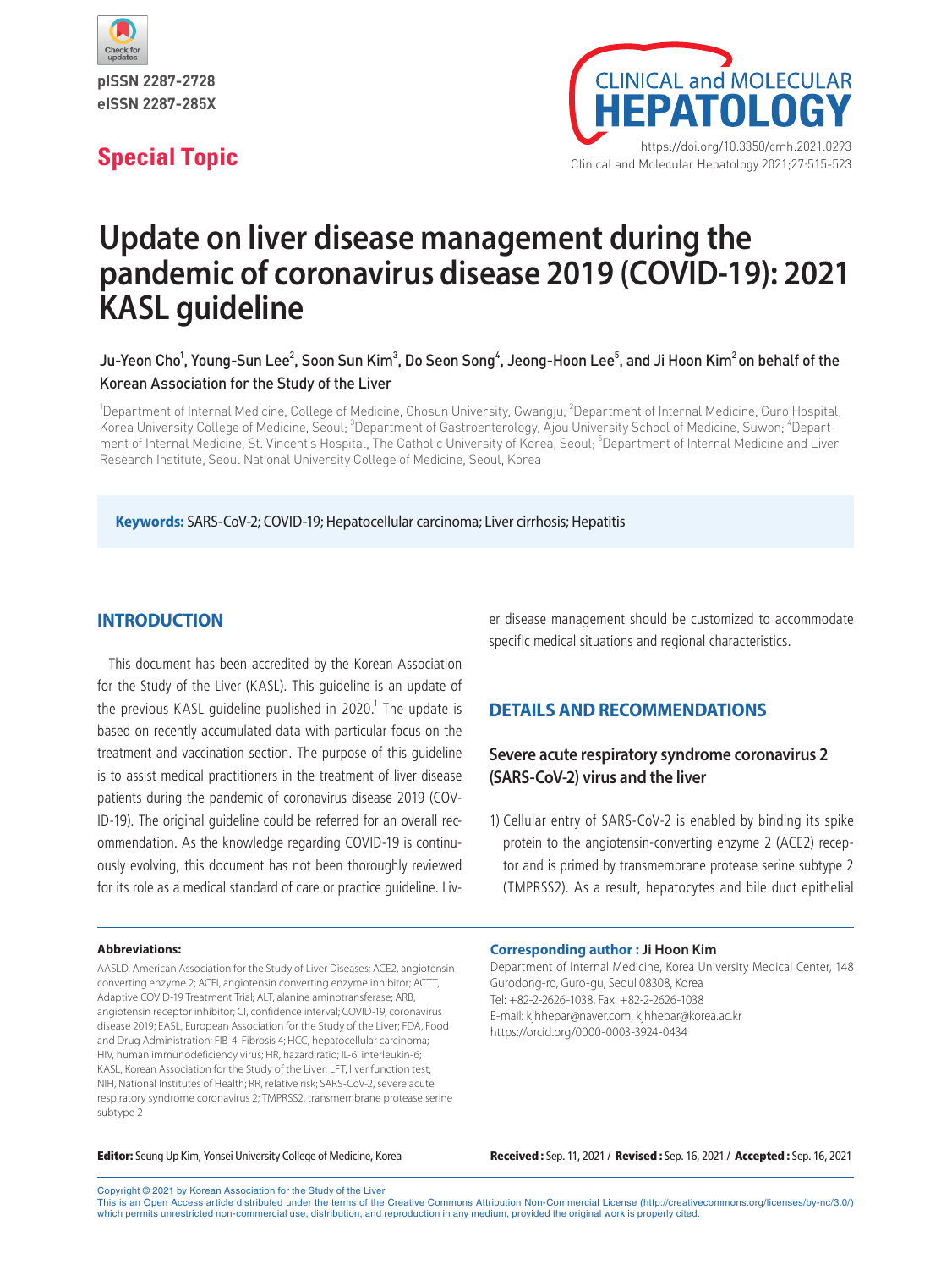pISSN 2287-2728
eISSN 2287-285X

**Special Topic**

https://doi.org/10.3350/cmh.2021.0293

# Update on liver disease management during the pandemic of coronavirus disease 2019 (COVID-19): 2021 KASL guideline

Ju-Yeon Cho[1], Young-Sun Lee[2], Soon Sun Kim[3], Do Seon Song[4], Jeong-Hoon Lee[5], and Ji Hoon Kim[2] on behalf of the Korean Association for the Study of the Liver

[1]Department of Internal Medicine, College of Medicine, Chosun University, Gwangju; [2]Department of Internal Medicine, Guro Hospital, Korea University College of Medicine, Seoul; [3]Department of Gastroenterology, Ajou University School of Medicine, Suwon; [4]Department of Internal Medicine, St. Vincent's Hospital, The Catholic University of Korea, Seoul; [5]Department of Internal Medicine and Liver Research Institute, Seoul National University College of Medicine, Seoul, Korea

**Keywords:** SARS-CoV-2; COVID-19; Hepatocellular carcinoma; Liver cirrhosis; Hepatitis

## INTRODUCTION

This document has been accredited by the Korean Association for the Study of the Liver (KASL). This guideline is an update of the previous KASL guideline published in 2020.[1] The update is based on recently accumulated data with particular focus on the treatment and vaccination section. The purpose of this guideline is to assist medical practitioners in the treatment of liver disease patients during the pandemic of coronavirus disease 2019 (COVID-19). The original guideline could be referred for an overall recommendation. As the knowledge regarding COVID-19 is continuously evolving, this document has not been thoroughly reviewed for its role as a medical standard of care or practice guideline. Liver disease management should be customized to accommodate specific medical situations and regional characteristics.

## DETAILS AND RECOMMENDATIONS

### Severe acute respiratory syndrome coronavirus 2 (SARS-CoV-2) virus and the liver

1) Cellular entry of SARS-CoV-2 is enabled by binding its spike protein to the angiotensin-converting enzyme 2 (ACE2) receptor and is primed by transmembrane protease serine subtype 2 (TMPRSS2). As a result, hepatocytes and bile duct epithelial

**Abbreviations:**

AASLD, American Association for the Study of Liver Diseases; ACE2, angiotensin-converting enzyme 2; ACEI, angiotensin converting enzyme inhibitor; ACTT, Adaptive COVID-19 Treatment Trial; ALT, alanine aminotransferase; ARB, angiotensin receptor inhibitor; CI, confidence interval; COVID-19, coronavirus disease 2019; EASL, European Association for the Study of the Liver; FDA, Food and Drug Administration; FIB-4, Fibrosis 4; HCC, hepatocellular carcinoma; HIV, human immunodeficiency virus; HR, hazard ratio; IL-6, interleukin-6; KASL, Korean Association for the Study of the Liver; LFT, liver function test; NIH, National Institutes of Health; RR, relative risk; SARS-CoV-2, severe acute respiratory syndrome coronavirus 2; TMPRSS2, transmembrane protease serine subtype 2

**Corresponding author : Ji Hoon Kim**

Department of Internal Medicine, Korea University Medical Center, 148 Gurodong-ro, Guro-gu, Seoul 08308, Korea
Tel: +82-2-2626-1038, Fax: +82-2-2626-1038
E-mail: kjhhepar@naver.com, kjhhepar@korea.ac.kr
https://orcid.org/0000-0003-3924-0434

**Editor:** Seung Up Kim, Yonsei University College of Medicine, Korea

**Received :** Sep. 11, 2021 / **Revised :** Sep. 16, 2021 / **Accepted :** Sep. 16, 2021

Copyright © 2021 by Korean Association for the Study of the Liver
This is an Open Access article distributed under the terms of the Creative Commons Attribution Non-Commercial License (http://creativecommons.org/licenses/by-nc/3.0/) which permits unrestricted non-commercial use, distribution, and reproduction in any medium, provided the original work is properly cited.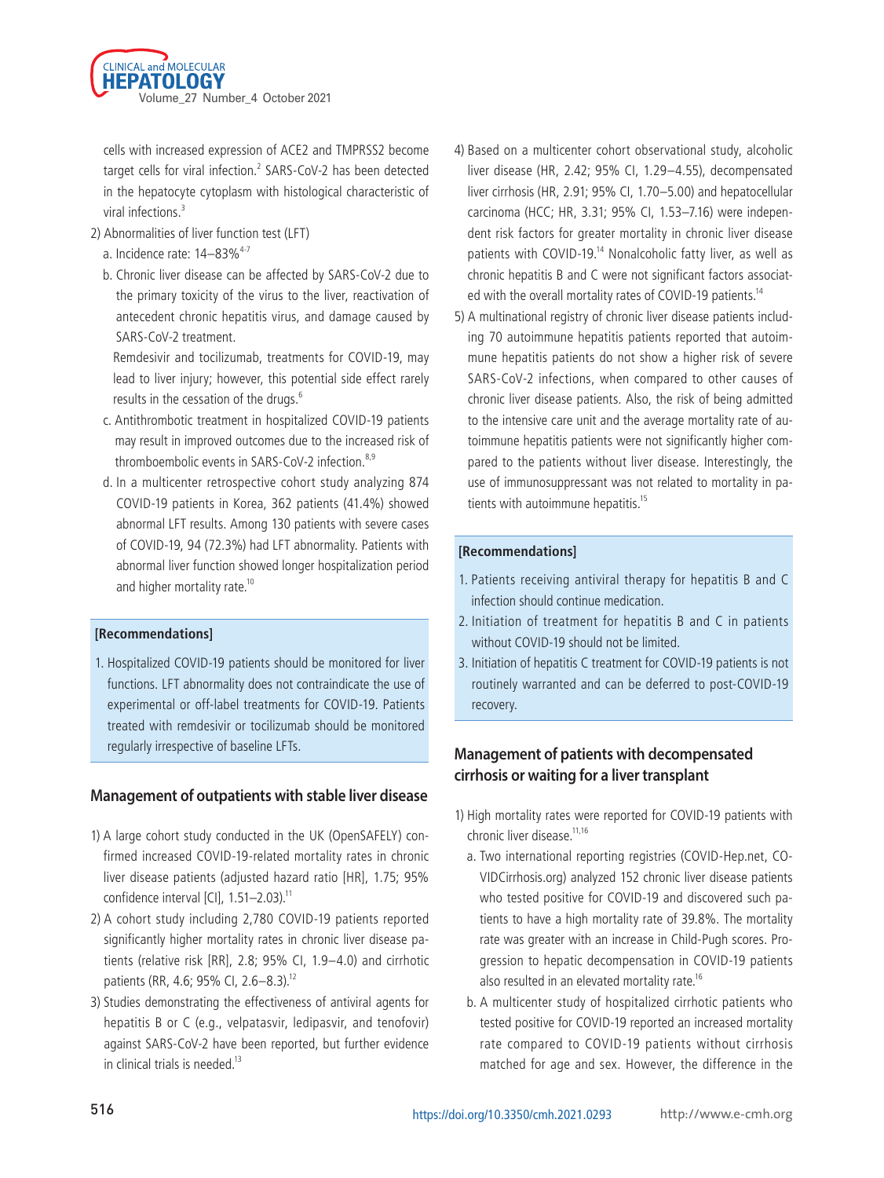cells with increased expression of ACE2 and TMPRSS2 become target cells for viral infection.[2] SARS-CoV-2 has been detected in the hepatocyte cytoplasm with histological characteristic of viral infections.[3]

2) Abnormalities of liver function test (LFT)
   a. Incidence rate: 14–83%[4-7]
   b. Chronic liver disease can be affected by SARS-CoV-2 due to the primary toxicity of the virus to the liver, reactivation of antecedent chronic hepatitis virus, and damage caused by SARS-CoV-2 treatment.
      Remdesivir and tocilizumab, treatments for COVID-19, may lead to liver injury; however, this potential side effect rarely results in the cessation of the drugs.[6]
   c. Antithrombotic treatment in hospitalized COVID-19 patients may result in improved outcomes due to the increased risk of thromboembolic events in SARS-CoV-2 infection.[8,9]
   d. In a multicenter retrospective cohort study analyzing 874 COVID-19 patients in Korea, 362 patients (41.4%) showed abnormal LFT results. Among 130 patients with severe cases of COVID-19, 94 (72.3%) had LFT abnormality. Patients with abnormal liver function showed longer hospitalization period and higher mortality rate.[10]

**[Recommendations]**

1. Hospitalized COVID-19 patients should be monitored for liver functions. LFT abnormality does not contraindicate the use of experimental or off-label treatments for COVID-19. Patients treated with remdesivir or tocilizumab should be monitored regularly irrespective of baseline LFTs.

## Management of outpatients with stable liver disease

1) A large cohort study conducted in the UK (OpenSAFELY) confirmed increased COVID-19-related mortality rates in chronic liver disease patients (adjusted hazard ratio [HR], 1.75; 95% confidence interval [CI], 1.51–2.03).[11]
2) A cohort study including 2,780 COVID-19 patients reported significantly higher mortality rates in chronic liver disease patients (relative risk [RR], 2.8; 95% CI, 1.9–4.0) and cirrhotic patients (RR, 4.6; 95% CI, 2.6–8.3).[12]
3) Studies demonstrating the effectiveness of antiviral agents for hepatitis B or C (e.g., velpatasvir, ledipasvir, and tenofovir) against SARS-CoV-2 have been reported, but further evidence in clinical trials is needed.[13]
4) Based on a multicenter cohort observational study, alcoholic liver disease (HR, 2.42; 95% CI, 1.29–4.55), decompensated liver cirrhosis (HR, 2.91; 95% CI, 1.70–5.00) and hepatocellular carcinoma (HCC; HR, 3.31; 95% CI, 1.53–7.16) were independent risk factors for greater mortality in chronic liver disease patients with COVID-19.[14] Nonalcoholic fatty liver, as well as chronic hepatitis B and C were not significant factors associated with the overall mortality rates of COVID-19 patients.[14]
5) A multinational registry of chronic liver disease patients including 70 autoimmune hepatitis patients reported that autoimmune hepatitis patients do not show a higher risk of severe SARS-CoV-2 infections, when compared to other causes of chronic liver disease patients. Also, the risk of being admitted to the intensive care unit and the average mortality rate of autoimmune hepatitis patients were not significantly higher compared to the patients without liver disease. Interestingly, the use of immunosuppressant was not related to mortality in patients with autoimmune hepatitis.[15]

**[Recommendations]**

1. Patients receiving antiviral therapy for hepatitis B and C infection should continue medication.
2. Initiation of treatment for hepatitis B and C in patients without COVID-19 should not be limited.
3. Initiation of hepatitis C treatment for COVID-19 patients is not routinely warranted and can be deferred to post-COVID-19 recovery.

## Management of patients with decompensated cirrhosis or waiting for a liver transplant

1) High mortality rates were reported for COVID-19 patients with chronic liver disease.[11,16]
   a. Two international reporting registries (COVID-Hep.net, COVIDCirrhosis.org) analyzed 152 chronic liver disease patients who tested positive for COVID-19 and discovered such patients to have a high mortality rate of 39.8%. The mortality rate was greater with an increase in Child-Pugh scores. Progression to hepatic decompensation in COVID-19 patients also resulted in an elevated mortality rate.[16]
   b. A multicenter study of hospitalized cirrhotic patients who tested positive for COVID-19 reported an increased mortality rate compared to COVID-19 patients without cirrhosis matched for age and sex. However, the difference in the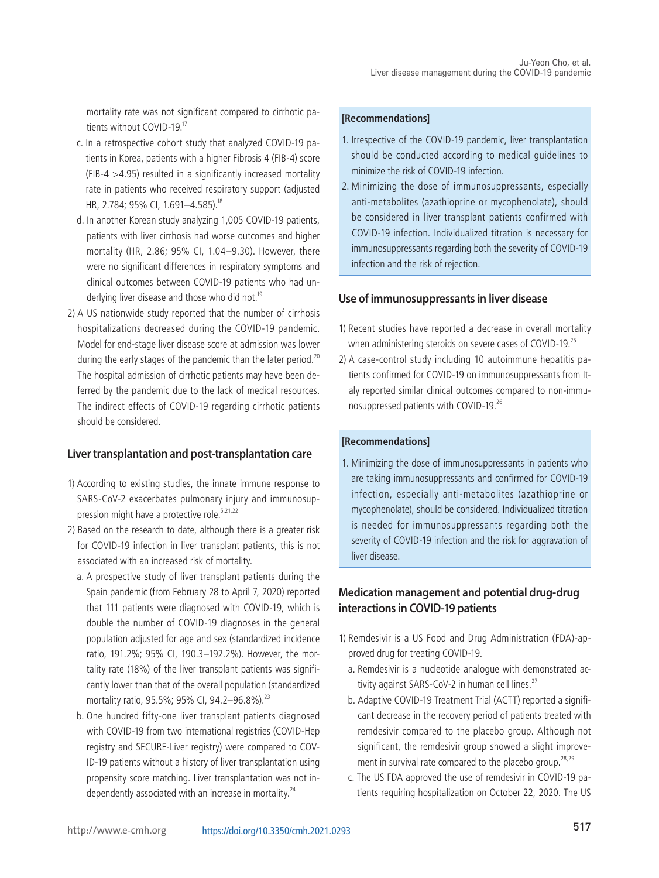mortality rate was not significant compared to cirrhotic patients without COVID-19.[17]

c. In a retrospective cohort study that analyzed COVID-19 patients in Korea, patients with a higher Fibrosis 4 (FIB-4) score (FIB-4 >4.95) resulted in a significantly increased mortality rate in patients who received respiratory support (adjusted HR, 2.784; 95% CI, 1.691–4.585).[18]

d. In another Korean study analyzing 1,005 COVID-19 patients, patients with liver cirrhosis had worse outcomes and higher mortality (HR, 2.86; 95% CI, 1.04–9.30). However, there were no significant differences in respiratory symptoms and clinical outcomes between COVID-19 patients who had underlying liver disease and those who did not.[19]

2) A US nationwide study reported that the number of cirrhosis hospitalizations decreased during the COVID-19 pandemic. Model for end-stage liver disease score at admission was lower during the early stages of the pandemic than the later period.[20] The hospital admission of cirrhotic patients may have been deferred by the pandemic due to the lack of medical resources. The indirect effects of COVID-19 regarding cirrhotic patients should be considered.

## Liver transplantation and post-transplantation care

1) According to existing studies, the innate immune response to SARS-CoV-2 exacerbates pulmonary injury and immunosuppression might have a protective role.[5,21,22]

2) Based on the research to date, although there is a greater risk for COVID-19 infection in liver transplant patients, this is not associated with an increased risk of mortality.

a. A prospective study of liver transplant patients during the Spain pandemic (from February 28 to April 7, 2020) reported that 111 patients were diagnosed with COVID-19, which is double the number of COVID-19 diagnoses in the general population adjusted for age and sex (standardized incidence ratio, 191.2%; 95% CI, 190.3–192.2%). However, the mortality rate (18%) of the liver transplant patients was significantly lower than that of the overall population (standardized mortality ratio, 95.5%; 95% CI, 94.2–96.8%).[23]

b. One hundred fifty-one liver transplant patients diagnosed with COVID-19 from two international registries (COVID-Hep registry and SECURE-Liver registry) were compared to COVID-19 patients without a history of liver transplantation using propensity score matching. Liver transplantation was not independently associated with an increase in mortality.[24]

**[Recommendations]**

1. Irrespective of the COVID-19 pandemic, liver transplantation should be conducted according to medical guidelines to minimize the risk of COVID-19 infection.
2. Minimizing the dose of immunosuppressants, especially anti-metabolites (azathioprine or mycophenolate), should be considered in liver transplant patients confirmed with COVID-19 infection. Individualized titration is necessary for immunosuppressants regarding both the severity of COVID-19 infection and the risk of rejection.

## Use of immunosuppressants in liver disease

1) Recent studies have reported a decrease in overall mortality when administering steroids on severe cases of COVID-19.[25]

2) A case-control study including 10 autoimmune hepatitis patients confirmed for COVID-19 on immunosuppressants from Italy reported similar clinical outcomes compared to non-immunosuppressed patients with COVID-19.[26]

**[Recommendations]**

1. Minimizing the dose of immunosuppressants in patients who are taking immunosuppressants and confirmed for COVID-19 infection, especially anti-metabolites (azathioprine or mycophenolate), should be considered. Individualized titration is needed for immunosuppressants regarding both the severity of COVID-19 infection and the risk for aggravation of liver disease.

## Medication management and potential drug-drug interactions in COVID-19 patients

1) Remdesivir is a US Food and Drug Administration (FDA)-approved drug for treating COVID-19.

a. Remdesivir is a nucleotide analogue with demonstrated activity against SARS-CoV-2 in human cell lines.[27]

b. Adaptive COVID-19 Treatment Trial (ACTT) reported a significant decrease in the recovery period of patients treated with remdesivir compared to the placebo group. Although not significant, the remdesivir group showed a slight improvement in survival rate compared to the placebo group.[28,29]

c. The US FDA approved the use of remdesivir in COVID-19 patients requiring hospitalization on October 22, 2020. The US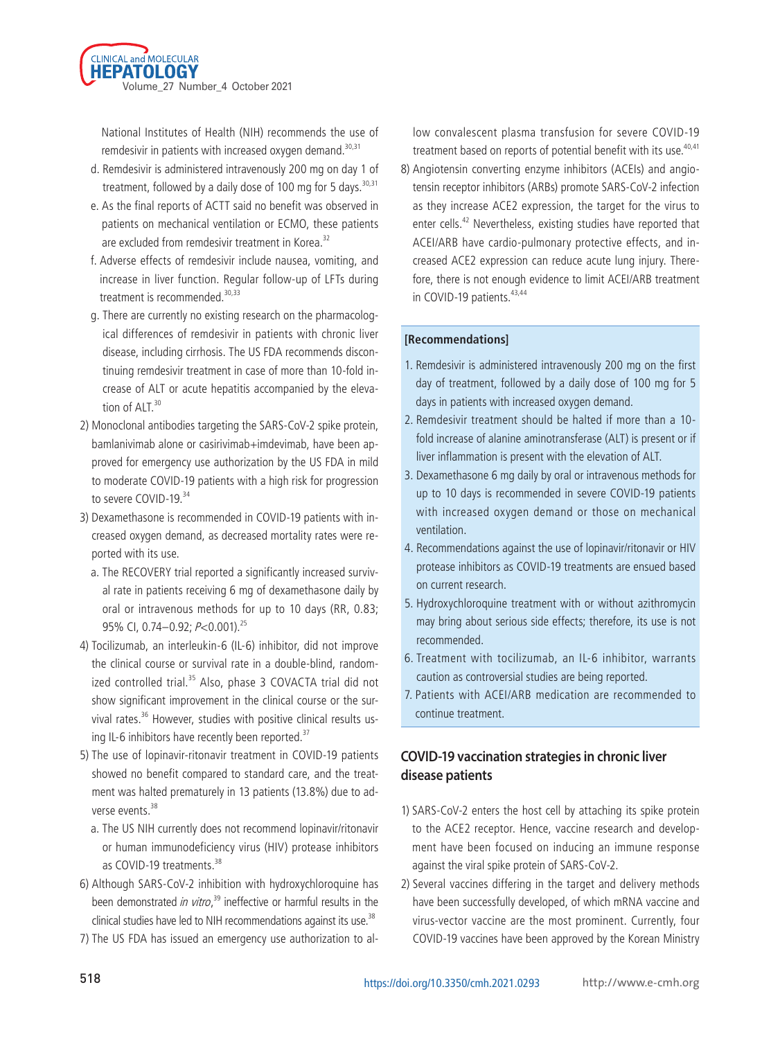National Institutes of Health (NIH) recommends the use of remdesivir in patients with increased oxygen demand.[30,31]

d. Remdesivir is administered intravenously 200 mg on day 1 of treatment, followed by a daily dose of 100 mg for 5 days.[30,31]

e. As the final reports of ACTT said no benefit was observed in patients on mechanical ventilation or ECMO, these patients are excluded from remdesivir treatment in Korea.[32]

f. Adverse effects of remdesivir include nausea, vomiting, and increase in liver function. Regular follow-up of LFTs during treatment is recommended.[30,33]

g. There are currently no existing research on the pharmacological differences of remdesivir in patients with chronic liver disease, including cirrhosis. The US FDA recommends discontinuing remdesivir treatment in case of more than 10-fold increase of ALT or acute hepatitis accompanied by the elevation of ALT.[30]

2) Monoclonal antibodies targeting the SARS-CoV-2 spike protein, bamlanivimab alone or casirivimab+imdevimab, have been approved for emergency use authorization by the US FDA in mild to moderate COVID-19 patients with a high risk for progression to severe COVID-19.[34]

3) Dexamethasone is recommended in COVID-19 patients with increased oxygen demand, as decreased mortality rates were reported with its use.

a. The RECOVERY trial reported a significantly increased survival rate in patients receiving 6 mg of dexamethasone daily by oral or intravenous methods for up to 10 days (RR, 0.83; 95% CI, 0.74–0.92; $P<0.001$).[25]

4) Tocilizumab, an interleukin-6 (IL-6) inhibitor, did not improve the clinical course or survival rate in a double-blind, randomized controlled trial.[35] Also, phase 3 COVACTA trial did not show significant improvement in the clinical course or the survival rates.[36] However, studies with positive clinical results using IL-6 inhibitors have recently been reported.[37]

5) The use of lopinavir-ritonavir treatment in COVID-19 patients showed no benefit compared to standard care, and the treatment was halted prematurely in 13 patients (13.8%) due to adverse events.[38]

a. The US NIH currently does not recommend lopinavir/ritonavir or human immunodeficiency virus (HIV) protease inhibitors as COVID-19 treatments.[38]

6) Although SARS-CoV-2 inhibition with hydroxychloroquine has been demonstrated *in vitro*,[39] ineffective or harmful results in the clinical studies have led to NIH recommendations against its use.[38]

7) The US FDA has issued an emergency use authorization to allow convalescent plasma transfusion for severe COVID-19 treatment based on reports of potential benefit with its use.[40,41]

8) Angiotensin converting enzyme inhibitors (ACEIs) and angiotensin receptor inhibitors (ARBs) promote SARS-CoV-2 infection as they increase ACE2 expression, the target for the virus to enter cells.[42] Nevertheless, existing studies have reported that ACEI/ARB have cardio-pulmonary protective effects, and increased ACE2 expression can reduce acute lung injury. Therefore, there is not enough evidence to limit ACEI/ARB treatment in COVID-19 patients.[43,44]

**[Recommendations]**

1. Remdesivir is administered intravenously 200 mg on the first day of treatment, followed by a daily dose of 100 mg for 5 days in patients with increased oxygen demand.
2. Remdesivir treatment should be halted if more than a 10-fold increase of alanine aminotransferase (ALT) is present or if liver inflammation is present with the elevation of ALT.
3. Dexamethasone 6 mg daily by oral or intravenous methods for up to 10 days is recommended in severe COVID-19 patients with increased oxygen demand or those on mechanical ventilation.
4. Recommendations against the use of lopinavir/ritonavir or HIV protease inhibitors as COVID-19 treatments are ensued based on current research.
5. Hydroxychloroquine treatment with or without azithromycin may bring about serious side effects; therefore, its use is not recommended.
6. Treatment with tocilizumab, an IL-6 inhibitor, warrants caution as controversial studies are being reported.
7. Patients with ACEI/ARB medication are recommended to continue treatment.

## COVID-19 vaccination strategies in chronic liver disease patients

1) SARS-CoV-2 enters the host cell by attaching its spike protein to the ACE2 receptor. Hence, vaccine research and development have been focused on inducing an immune response against the viral spike protein of SARS-CoV-2.

2) Several vaccines differing in the target and delivery methods have been successfully developed, of which mRNA vaccine and virus-vector vaccine are the most prominent. Currently, four COVID-19 vaccines have been approved by the Korean Ministry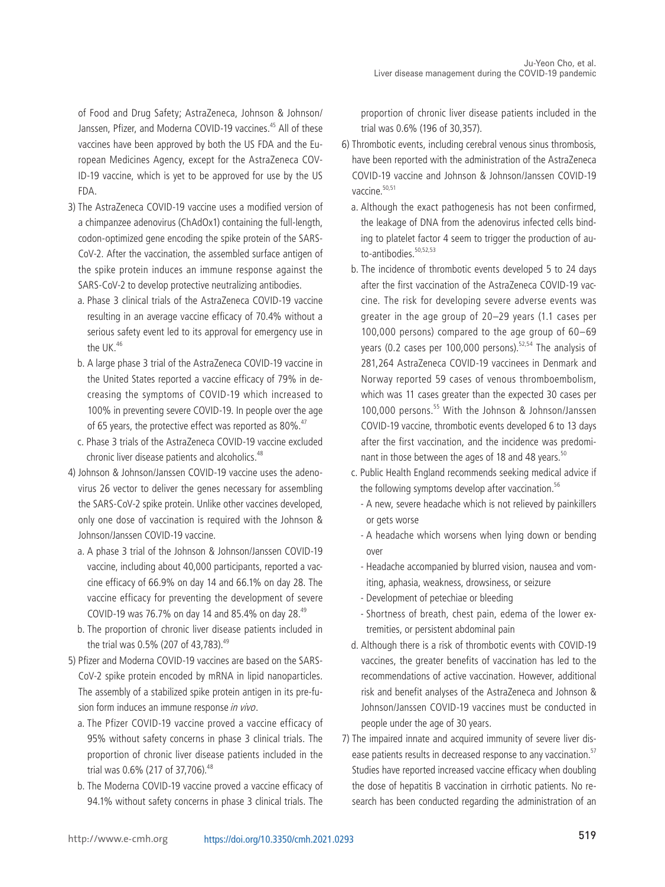of Food and Drug Safety; AstraZeneca, Johnson & Johnson/Janssen, Pfizer, and Moderna COVID-19 vaccines.[45] All of these vaccines have been approved by both the US FDA and the European Medicines Agency, except for the AstraZeneca COVID-19 vaccine, which is yet to be approved for use by the US FDA.

3) The AstraZeneca COVID-19 vaccine uses a modified version of a chimpanzee adenovirus (ChAdOx1) containing the full-length, codon-optimized gene encoding the spike protein of the SARS-CoV-2. After the vaccination, the assembled surface antigen of the spike protein induces an immune response against the SARS-CoV-2 to develop protective neutralizing antibodies.
   a. Phase 3 clinical trials of the AstraZeneca COVID-19 vaccine resulting in an average vaccine efficacy of 70.4% without a serious safety event led to its approval for emergency use in the UK.[46]
   b. A large phase 3 trial of the AstraZeneca COVID-19 vaccine in the United States reported a vaccine efficacy of 79% in decreasing the symptoms of COVID-19 which increased to 100% in preventing severe COVID-19. In people over the age of 65 years, the protective effect was reported as 80%.[47]
   c. Phase 3 trials of the AstraZeneca COVID-19 vaccine excluded chronic liver disease patients and alcoholics.[48]
4) Johnson & Johnson/Janssen COVID-19 vaccine uses the adenovirus 26 vector to deliver the genes necessary for assembling the SARS-CoV-2 spike protein. Unlike other vaccines developed, only one dose of vaccination is required with the Johnson & Johnson/Janssen COVID-19 vaccine.
   a. A phase 3 trial of the Johnson & Johnson/Janssen COVID-19 vaccine, including about 40,000 participants, reported a vaccine efficacy of 66.9% on day 14 and 66.1% on day 28. The vaccine efficacy for preventing the development of severe COVID-19 was 76.7% on day 14 and 85.4% on day 28.[49]
   b. The proportion of chronic liver disease patients included in the trial was 0.5% (207 of 43,783).[49]
5) Pfizer and Moderna COVID-19 vaccines are based on the SARS-CoV-2 spike protein encoded by mRNA in lipid nanoparticles. The assembly of a stabilized spike protein antigen in its pre-fusion form induces an immune response *in vivo*.
   a. The Pfizer COVID-19 vaccine proved a vaccine efficacy of 95% without safety concerns in phase 3 clinical trials. The proportion of chronic liver disease patients included in the trial was 0.6% (217 of 37,706).[48]
   b. The Moderna COVID-19 vaccine proved a vaccine efficacy of 94.1% without safety concerns in phase 3 clinical trials. The proportion of chronic liver disease patients included in the trial was 0.6% (196 of 30,357).
6) Thrombotic events, including cerebral venous sinus thrombosis, have been reported with the administration of the AstraZeneca COVID-19 vaccine and Johnson & Johnson/Janssen COVID-19 vaccine.[50,51]
   a. Although the exact pathogenesis has not been confirmed, the leakage of DNA from the adenovirus infected cells binding to platelet factor 4 seem to trigger the production of auto-antibodies.[50,52,53]
   b. The incidence of thrombotic events developed 5 to 24 days after the first vaccination of the AstraZeneca COVID-19 vaccine. The risk for developing severe adverse events was greater in the age group of 20–29 years (1.1 cases per 100,000 persons) compared to the age group of 60–69 years (0.2 cases per 100,000 persons).[52,54] The analysis of 281,264 AstraZeneca COVID-19 vaccinees in Denmark and Norway reported 59 cases of venous thromboembolism, which was 11 cases greater than the expected 30 cases per 100,000 persons.[55] With the Johnson & Johnson/Janssen COVID-19 vaccine, thrombotic events developed 6 to 13 days after the first vaccination, and the incidence was predominant in those between the ages of 18 and 48 years.[50]
   c. Public Health England recommends seeking medical advice if the following symptoms develop after vaccination.[56]
      - A new, severe headache which is not relieved by painkillers or gets worse
      - A headache which worsens when lying down or bending over
      - Headache accompanied by blurred vision, nausea and vomiting, aphasia, weakness, drowsiness, or seizure
      - Development of petechiae or bleeding
      - Shortness of breath, chest pain, edema of the lower extremities, or persistent abdominal pain
   d. Although there is a risk of thrombotic events with COVID-19 vaccines, the greater benefits of vaccination has led to the recommendations of active vaccination. However, additional risk and benefit analyses of the AstraZeneca and Johnson & Johnson/Janssen COVID-19 vaccines must be conducted in people under the age of 30 years.
7) The impaired innate and acquired immunity of severe liver disease patients results in decreased response to any vaccination.[57] Studies have reported increased vaccine efficacy when doubling the dose of hepatitis B vaccination in cirrhotic patients. No research has been conducted regarding the administration of an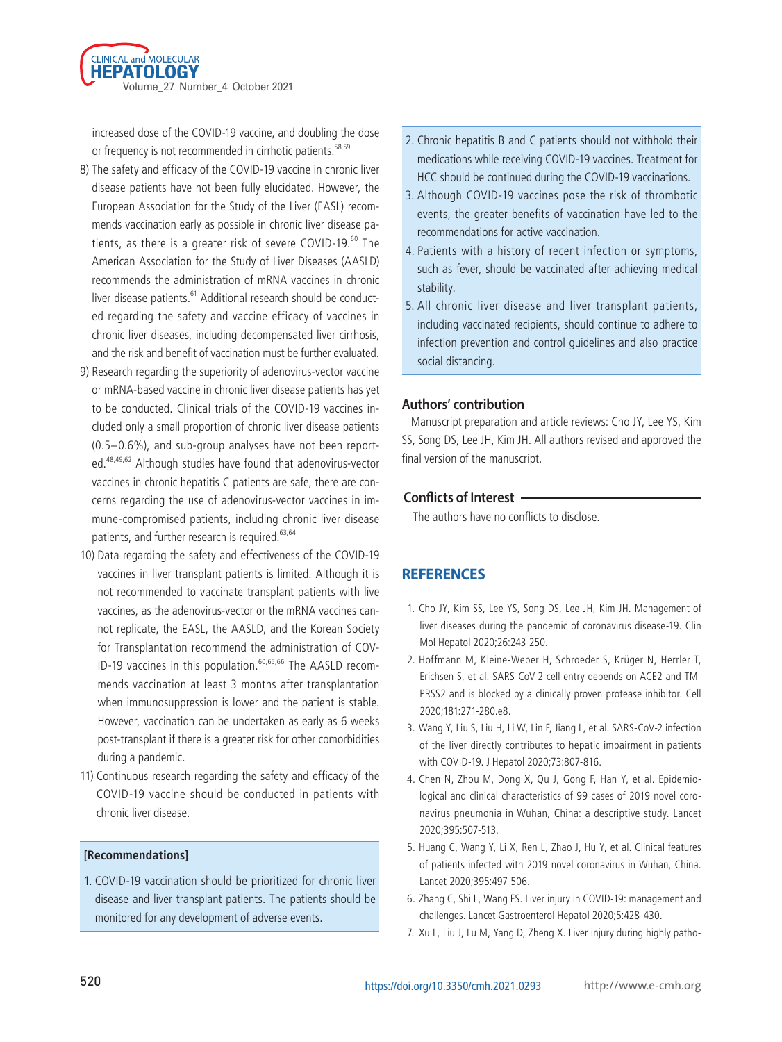increased dose of the COVID-19 vaccine, and doubling the dose or frequency is not recommended in cirrhotic patients.[58,59]

8) The safety and efficacy of the COVID-19 vaccine in chronic liver disease patients have not been fully elucidated. However, the European Association for the Study of the Liver (EASL) recommends vaccination early as possible in chronic liver disease patients, as there is a greater risk of severe COVID-19.[60] The American Association for the Study of Liver Diseases (AASLD) recommends the administration of mRNA vaccines in chronic liver disease patients.[61] Additional research should be conducted regarding the safety and vaccine efficacy of vaccines in chronic liver diseases, including decompensated liver cirrhosis, and the risk and benefit of vaccination must be further evaluated.
9) Research regarding the superiority of adenovirus-vector vaccine or mRNA-based vaccine in chronic liver disease patients has yet to be conducted. Clinical trials of the COVID-19 vaccines included only a small proportion of chronic liver disease patients (0.5–0.6%), and sub-group analyses have not been reported.[48,49,62] Although studies have found that adenovirus-vector vaccines in chronic hepatitis C patients are safe, there are concerns regarding the use of adenovirus-vector vaccines in immune-compromised patients, including chronic liver disease patients, and further research is required.[63,64]
10) Data regarding the safety and effectiveness of the COVID-19 vaccines in liver transplant patients is limited. Although it is not recommended to vaccinate transplant patients with live vaccines, as the adenovirus-vector or the mRNA vaccines cannot replicate, the EASL, the AASLD, and the Korean Society for Transplantation recommend the administration of COVID-19 vaccines in this population.[60,65,66] The AASLD recommends vaccination at least 3 months after transplantation when immunosuppression is lower and the patient is stable. However, vaccination can be undertaken as early as 6 weeks post-transplant if there is a greater risk for other comorbidities during a pandemic.
11) Continuous research regarding the safety and efficacy of the COVID-19 vaccine should be conducted in patients with chronic liver disease.

**[Recommendations]**

1. COVID-19 vaccination should be prioritized for chronic liver disease and liver transplant patients. The patients should be monitored for any development of adverse events.
2. Chronic hepatitis B and C patients should not withhold their medications while receiving COVID-19 vaccines. Treatment for HCC should be continued during the COVID-19 vaccinations.
3. Although COVID-19 vaccines pose the risk of thrombotic events, the greater benefits of vaccination have led to the recommendations for active vaccination.
4. Patients with a history of recent infection or symptoms, such as fever, should be vaccinated after achieving medical stability.
5. All chronic liver disease and liver transplant patients, including vaccinated recipients, should continue to adhere to infection prevention and control guidelines and also practice social distancing.

### Authors' contribution

Manuscript preparation and article reviews: Cho JY, Lee YS, Kim SS, Song DS, Lee JH, Kim JH. All authors revised and approved the final version of the manuscript.

### Conflicts of Interest

The authors have no conflicts to disclose.

## REFERENCES

1. Cho JY, Kim SS, Lee YS, Song DS, Lee JH, Kim JH. Management of liver diseases during the pandemic of coronavirus disease-19. Clin Mol Hepatol 2020;26:243-250.
2. Hoffmann M, Kleine-Weber H, Schroeder S, Krüger N, Herrler T, Erichsen S, et al. SARS-CoV-2 cell entry depends on ACE2 and TMPRSS2 and is blocked by a clinically proven protease inhibitor. Cell 2020;181:271-280.e8.
3. Wang Y, Liu S, Liu H, Li W, Lin F, Jiang L, et al. SARS-CoV-2 infection of the liver directly contributes to hepatic impairment in patients with COVID-19. J Hepatol 2020;73:807-816.
4. Chen N, Zhou M, Dong X, Qu J, Gong F, Han Y, et al. Epidemiological and clinical characteristics of 99 cases of 2019 novel coronavirus pneumonia in Wuhan, China: a descriptive study. Lancet 2020;395:507-513.
5. Huang C, Wang Y, Li X, Ren L, Zhao J, Hu Y, et al. Clinical features of patients infected with 2019 novel coronavirus in Wuhan, China. Lancet 2020;395:497-506.
6. Zhang C, Shi L, Wang FS. Liver injury in COVID-19: management and challenges. Lancet Gastroenterol Hepatol 2020;5:428-430.
7. Xu L, Liu J, Lu M, Yang D, Zheng X. Liver injury during highly patho-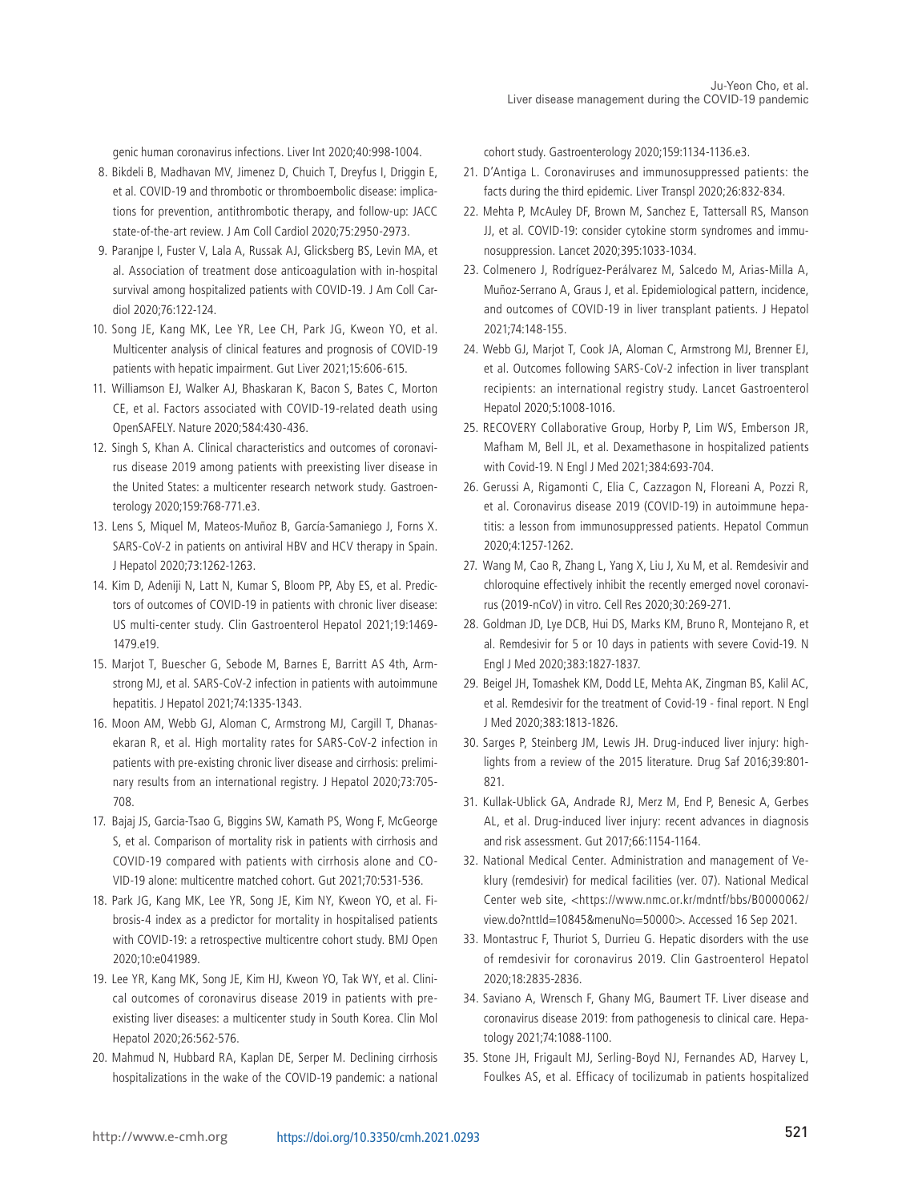genic human coronavirus infections. Liver Int 2020;40:998-1004.

8. Bikdeli B, Madhavan MV, Jimenez D, Chuich T, Dreyfus I, Driggin E, et al. COVID-19 and thrombotic or thromboembolic disease: implications for prevention, antithrombotic therapy, and follow-up: JACC state-of-the-art review. J Am Coll Cardiol 2020;75:2950-2973.
9. Paranjpe I, Fuster V, Lala A, Russak AJ, Glicksberg BS, Levin MA, et al. Association of treatment dose anticoagulation with in-hospital survival among hospitalized patients with COVID-19. J Am Coll Cardiol 2020;76:122-124.
10. Song JE, Kang MK, Lee YR, Lee CH, Park JG, Kweon YO, et al. Multicenter analysis of clinical features and prognosis of COVID-19 patients with hepatic impairment. Gut Liver 2021;15:606-615.
11. Williamson EJ, Walker AJ, Bhaskaran K, Bacon S, Bates C, Morton CE, et al. Factors associated with COVID-19-related death using OpenSAFELY. Nature 2020;584:430-436.
12. Singh S, Khan A. Clinical characteristics and outcomes of coronavirus disease 2019 among patients with preexisting liver disease in the United States: a multicenter research network study. Gastroenterology 2020;159:768-771.e3.
13. Lens S, Miquel M, Mateos-Muñoz B, García-Samaniego J, Forns X. SARS-CoV-2 in patients on antiviral HBV and HCV therapy in Spain. J Hepatol 2020;73:1262-1263.
14. Kim D, Adeniji N, Latt N, Kumar S, Bloom PP, Aby ES, et al. Predictors of outcomes of COVID-19 in patients with chronic liver disease: US multi-center study. Clin Gastroenterol Hepatol 2021;19:1469-1479.e19.
15. Marjot T, Buescher G, Sebode M, Barnes E, Barritt AS 4th, Armstrong MJ, et al. SARS-CoV-2 infection in patients with autoimmune hepatitis. J Hepatol 2021;74:1335-1343.
16. Moon AM, Webb GJ, Aloman C, Armstrong MJ, Cargill T, Dhanasekaran R, et al. High mortality rates for SARS-CoV-2 infection in patients with pre-existing chronic liver disease and cirrhosis: preliminary results from an international registry. J Hepatol 2020;73:705-708.
17. Bajaj JS, Garcia-Tsao G, Biggins SW, Kamath PS, Wong F, McGeorge S, et al. Comparison of mortality risk in patients with cirrhosis and COVID-19 compared with patients with cirrhosis alone and COVID-19 alone: multicentre matched cohort. Gut 2021;70:531-536.
18. Park JG, Kang MK, Lee YR, Song JE, Kim NY, Kweon YO, et al. Fibrosis-4 index as a predictor for mortality in hospitalised patients with COVID-19: a retrospective multicentre cohort study. BMJ Open 2020;10:e041989.
19. Lee YR, Kang MK, Song JE, Kim HJ, Kweon YO, Tak WY, et al. Clinical outcomes of coronavirus disease 2019 in patients with pre-existing liver diseases: a multicenter study in South Korea. Clin Mol Hepatol 2020;26:562-576.
20. Mahmud N, Hubbard RA, Kaplan DE, Serper M. Declining cirrhosis hospitalizations in the wake of the COVID-19 pandemic: a national cohort study. Gastroenterology 2020;159:1134-1136.e3.
21. D'Antiga L. Coronaviruses and immunosuppressed patients: the facts during the third epidemic. Liver Transpl 2020;26:832-834.
22. Mehta P, McAuley DF, Brown M, Sanchez E, Tattersall RS, Manson JJ, et al. COVID-19: consider cytokine storm syndromes and immunosuppression. Lancet 2020;395:1033-1034.
23. Colmenero J, Rodríguez-Perálvarez M, Salcedo M, Arias-Milla A, Muñoz-Serrano A, Graus J, et al. Epidemiological pattern, incidence, and outcomes of COVID-19 in liver transplant patients. J Hepatol 2021;74:148-155.
24. Webb GJ, Marjot T, Cook JA, Aloman C, Armstrong MJ, Brenner EJ, et al. Outcomes following SARS-CoV-2 infection in liver transplant recipients: an international registry study. Lancet Gastroenterol Hepatol 2020;5:1008-1016.
25. RECOVERY Collaborative Group, Horby P, Lim WS, Emberson JR, Mafham M, Bell JL, et al. Dexamethasone in hospitalized patients with Covid-19. N Engl J Med 2021;384:693-704.
26. Gerussi A, Rigamonti C, Elia C, Cazzagon N, Floreani A, Pozzi R, et al. Coronavirus disease 2019 (COVID-19) in autoimmune hepatitis: a lesson from immunosuppressed patients. Hepatol Commun 2020;4:1257-1262.
27. Wang M, Cao R, Zhang L, Yang X, Liu J, Xu M, et al. Remdesivir and chloroquine effectively inhibit the recently emerged novel coronavirus (2019-nCoV) in vitro. Cell Res 2020;30:269-271.
28. Goldman JD, Lye DCB, Hui DS, Marks KM, Bruno R, Montejano R, et al. Remdesivir for 5 or 10 days in patients with severe Covid-19. N Engl J Med 2020;383:1827-1837.
29. Beigel JH, Tomashek KM, Dodd LE, Mehta AK, Zingman BS, Kalil AC, et al. Remdesivir for the treatment of Covid-19 - final report. N Engl J Med 2020;383:1813-1826.
30. Sarges P, Steinberg JM, Lewis JH. Drug-induced liver injury: highlights from a review of the 2015 literature. Drug Saf 2016;39:801-821.
31. Kullak-Ublick GA, Andrade RJ, Merz M, End P, Benesic A, Gerbes AL, et al. Drug-induced liver injury: recent advances in diagnosis and risk assessment. Gut 2017;66:1154-1164.
32. National Medical Center. Administration and management of Veklury (remdesivir) for medical facilities (ver. 07). National Medical Center web site, <https://www.nmc.or.kr/mdntf/bbs/B0000062/view.do?nttId=10845&menuNo=50000>. Accessed 16 Sep 2021.
33. Montastruc F, Thuriot S, Durrieu G. Hepatic disorders with the use of remdesivir for coronavirus 2019. Clin Gastroenterol Hepatol 2020;18:2835-2836.
34. Saviano A, Wrensch F, Ghany MG, Baumert TF. Liver disease and coronavirus disease 2019: from pathogenesis to clinical care. Hepatology 2021;74:1088-1100.
35. Stone JH, Frigault MJ, Serling-Boyd NJ, Fernandes AD, Harvey L, Foulkes AS, et al. Efficacy of tocilizumab in patients hospitalized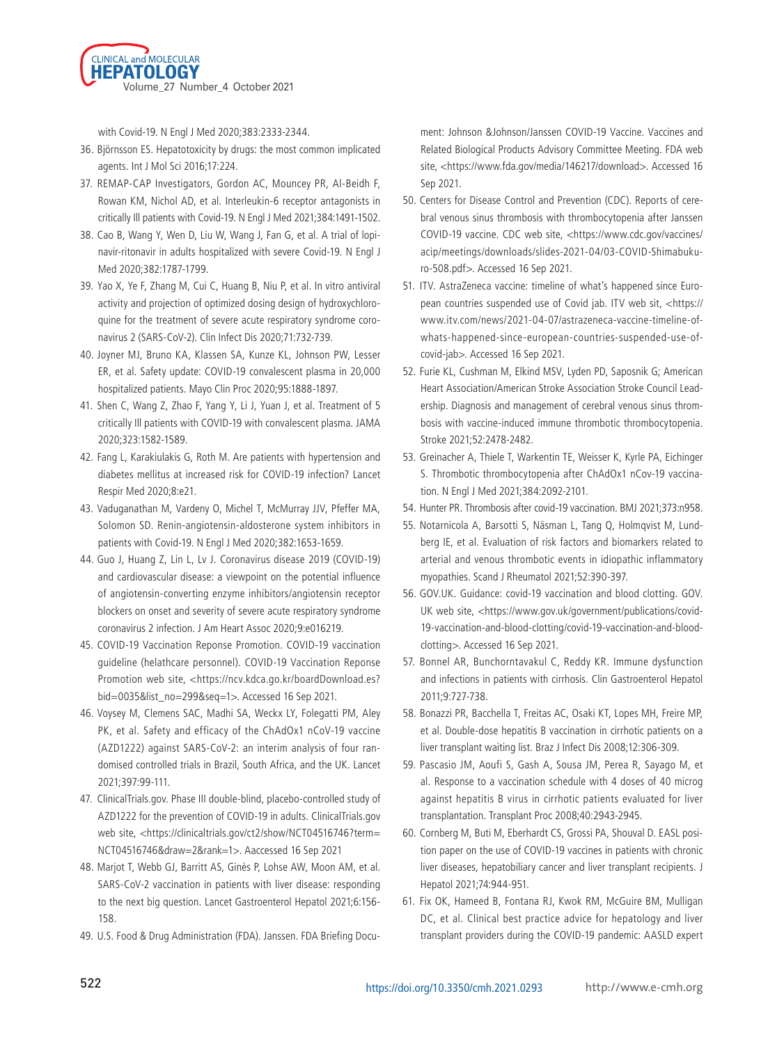with Covid-19. N Engl J Med 2020;383:2333-2344.

36. Björnsson ES. Hepatotoxicity by drugs: the most common implicated agents. Int J Mol Sci 2016;17:224.
37. REMAP-CAP Investigators, Gordon AC, Mouncey PR, Al-Beidh F, Rowan KM, Nichol AD, et al. Interleukin-6 receptor antagonists in critically Ill patients with Covid-19. N Engl J Med 2021;384:1491-1502.
38. Cao B, Wang Y, Wen D, Liu W, Wang J, Fan G, et al. A trial of lopinavir-ritonavir in adults hospitalized with severe Covid-19. N Engl J Med 2020;382:1787-1799.
39. Yao X, Ye F, Zhang M, Cui C, Huang B, Niu P, et al. In vitro antiviral activity and projection of optimized dosing design of hydroxychloroquine for the treatment of severe acute respiratory syndrome coronavirus 2 (SARS-CoV-2). Clin Infect Dis 2020;71:732-739.
40. Joyner MJ, Bruno KA, Klassen SA, Kunze KL, Johnson PW, Lesser ER, et al. Safety update: COVID-19 convalescent plasma in 20,000 hospitalized patients. Mayo Clin Proc 2020;95:1888-1897.
41. Shen C, Wang Z, Zhao F, Yang Y, Li J, Yuan J, et al. Treatment of 5 critically Ill patients with COVID-19 with convalescent plasma. JAMA 2020;323:1582-1589.
42. Fang L, Karakiulakis G, Roth M. Are patients with hypertension and diabetes mellitus at increased risk for COVID-19 infection? Lancet Respir Med 2020;8:e21.
43. Vaduganathan M, Vardeny O, Michel T, McMurray JJV, Pfeffer MA, Solomon SD. Renin-angiotensin-aldosterone system inhibitors in patients with Covid-19. N Engl J Med 2020;382:1653-1659.
44. Guo J, Huang Z, Lin L, Lv J. Coronavirus disease 2019 (COVID-19) and cardiovascular disease: a viewpoint on the potential influence of angiotensin-converting enzyme inhibitors/angiotensin receptor blockers on onset and severity of severe acute respiratory syndrome coronavirus 2 infection. J Am Heart Assoc 2020;9:e016219.
45. COVID-19 Vaccination Reponse Promotion. COVID-19 vaccination guideline (helathcare personnel). COVID-19 Vaccination Reponse Promotion web site, <https://ncv.kdca.go.kr/boardDownload.es?bid=0035&list_no=299&seq=1>. Accessed 16 Sep 2021.
46. Voysey M, Clemens SAC, Madhi SA, Weckx LY, Folegatti PM, Aley PK, et al. Safety and efficacy of the ChAdOx1 nCoV-19 vaccine (AZD1222) against SARS-CoV-2: an interim analysis of four randomised controlled trials in Brazil, South Africa, and the UK. Lancet 2021;397:99-111.
47. ClinicalTrials.gov. Phase III double-blind, placebo-controlled study of AZD1222 for the prevention of COVID-19 in adults. ClinicalTrials.gov web site, <https://clinicaltrials.gov/ct2/show/NCT04516746?term=NCT04516746&draw=2&rank=1>. Aaccessed 16 Sep 2021
48. Marjot T, Webb GJ, Barritt AS, Ginès P, Lohse AW, Moon AM, et al. SARS-CoV-2 vaccination in patients with liver disease: responding to the next big question. Lancet Gastroenterol Hepatol 2021;6:156-158.
49. U.S. Food & Drug Administration (FDA). Janssen. FDA Briefing Document: Johnson &Johnson/Janssen COVID-19 Vaccine. Vaccines and Related Biological Products Advisory Committee Meeting. FDA web site, <https://www.fda.gov/media/146217/download>. Accessed 16 Sep 2021.
50. Centers for Disease Control and Prevention (CDC). Reports of cerebral venous sinus thrombosis with thrombocytopenia after Janssen COVID-19 vaccine. CDC web site, <https://www.cdc.gov/vaccines/acip/meetings/downloads/slides-2021-04/03-COVID-Shimabukuro-508.pdf>. Accessed 16 Sep 2021.
51. ITV. AstraZeneca vaccine: timeline of what's happened since European countries suspended use of Covid jab. ITV web sit, <https://www.itv.com/news/2021-04-07/astrazeneca-vaccine-timeline-of-whats-happened-since-european-countries-suspended-use-of-covid-jab>. Accessed 16 Sep 2021.
52. Furie KL, Cushman M, Elkind MSV, Lyden PD, Saposnik G; American Heart Association/American Stroke Association Stroke Council Leadership. Diagnosis and management of cerebral venous sinus thrombosis with vaccine-induced immune thrombotic thrombocytopenia. Stroke 2021;52:2478-2482.
53. Greinacher A, Thiele T, Warkentin TE, Weisser K, Kyrle PA, Eichinger S. Thrombotic thrombocytopenia after ChAdOx1 nCov-19 vaccination. N Engl J Med 2021;384:2092-2101.
54. Hunter PR. Thrombosis after covid-19 vaccination. BMJ 2021;373:n958.
55. Notarnicola A, Barsotti S, Näsman L, Tang Q, Holmqvist M, Lundberg IE, et al. Evaluation of risk factors and biomarkers related to arterial and venous thrombotic events in idiopathic inflammatory myopathies. Scand J Rheumatol 2021;52:390-397.
56. GOV.UK. Guidance: covid-19 vaccination and blood clotting. GOV.UK web site, <https://www.gov.uk/government/publications/covid-19-vaccination-and-blood-clotting/covid-19-vaccination-and-blood-clotting>. Accessed 16 Sep 2021.
57. Bonnel AR, Bunchorntavakul C, Reddy KR. Immune dysfunction and infections in patients with cirrhosis. Clin Gastroenterol Hepatol 2011;9:727-738.
58. Bonazzi PR, Bacchella T, Freitas AC, Osaki KT, Lopes MH, Freire MP, et al. Double-dose hepatitis B vaccination in cirrhotic patients on a liver transplant waiting list. Braz J Infect Dis 2008;12:306-309.
59. Pascasio JM, Aoufi S, Gash A, Sousa JM, Perea R, Sayago M, et al. Response to a vaccination schedule with 4 doses of 40 microg against hepatitis B virus in cirrhotic patients evaluated for liver transplantation. Transplant Proc 2008;40:2943-2945.
60. Cornberg M, Buti M, Eberhardt CS, Grossi PA, Shouval D. EASL position paper on the use of COVID-19 vaccines in patients with chronic liver diseases, hepatobiliary cancer and liver transplant recipients. J Hepatol 2021;74:944-951.
61. Fix OK, Hameed B, Fontana RJ, Kwok RM, McGuire BM, Mulligan DC, et al. Clinical best practice advice for hepatology and liver transplant providers during the COVID-19 pandemic: AASLD expert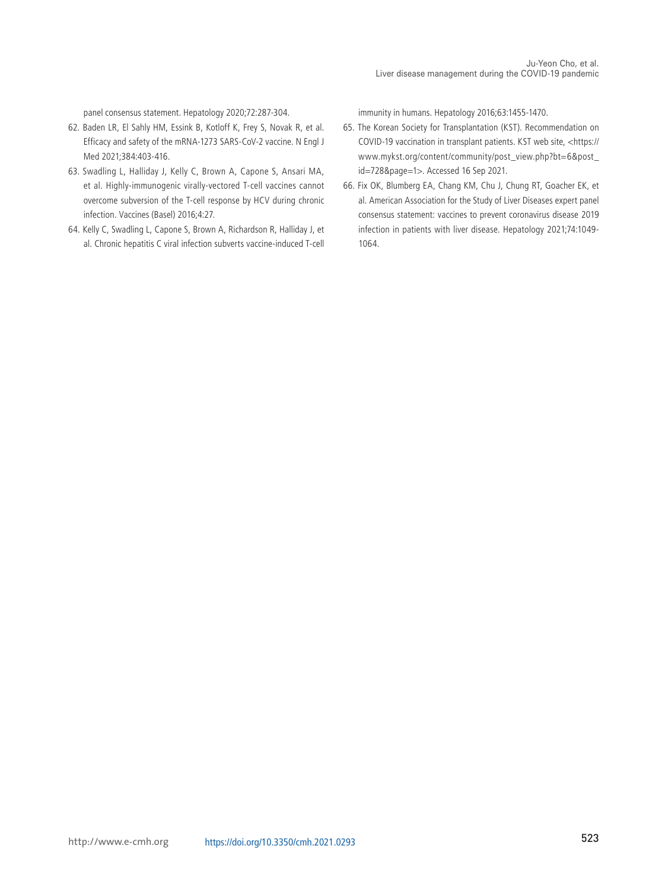panel consensus statement. Hepatology 2020;72:287-304.

62. Baden LR, El Sahly HM, Essink B, Kotloff K, Frey S, Novak R, et al. Efficacy and safety of the mRNA-1273 SARS-CoV-2 vaccine. N Engl J Med 2021;384:403-416.
63. Swadling L, Halliday J, Kelly C, Brown A, Capone S, Ansari MA, et al. Highly-immunogenic virally-vectored T-cell vaccines cannot overcome subversion of the T-cell response by HCV during chronic infection. Vaccines (Basel) 2016;4:27.
64. Kelly C, Swadling L, Capone S, Brown A, Richardson R, Halliday J, et al. Chronic hepatitis C viral infection subverts vaccine-induced T-cell immunity in humans. Hepatology 2016;63:1455-1470.
65. The Korean Society for Transplantation (KST). Recommendation on COVID-19 vaccination in transplant patients. KST web site, <https://www.mykst.org/content/community/post_view.php?bt=6&post_id=728&page=1>. Accessed 16 Sep 2021.
66. Fix OK, Blumberg EA, Chang KM, Chu J, Chung RT, Goacher EK, et al. American Association for the Study of Liver Diseases expert panel consensus statement: vaccines to prevent coronavirus disease 2019 infection in patients with liver disease. Hepatology 2021;74:1049-1064.